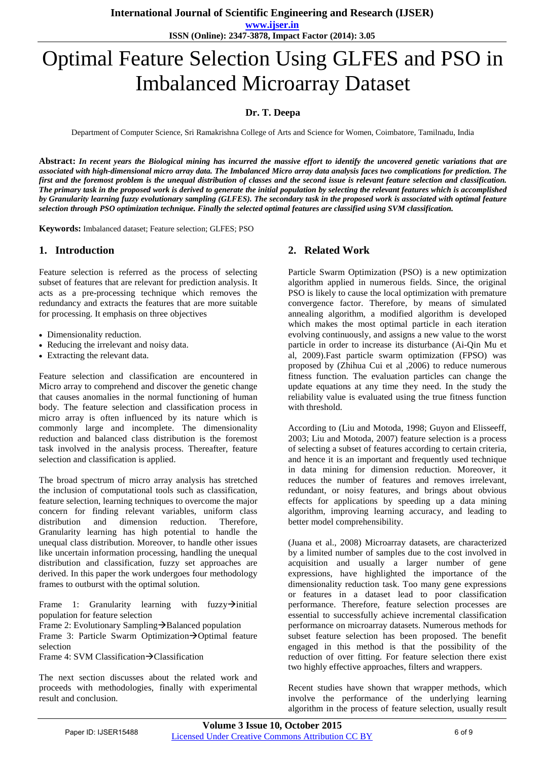# Optimal Feature Selection Using GLFES and PSO in Imbalanced Microarray Dataset

**Dr. T. Deepa**

Department of Computer Science, Sri Ramakrishna College of Arts and Science for Women, Coimbatore, Tamilnadu, India

**Abstract:** ***In recent years the Biological mining has incurred the massive effort to identify the uncovered genetic variations that are associated with high-dimensional micro array data. The Imbalanced Micro array data analysis faces two complications for prediction. The first and the foremost problem is the unequal distribution of classes and the second issue is relevant feature selection and classification. The primary task in the proposed work is derived to generate the initial population by selecting the relevant features which is accomplished by Granularity learning fuzzy evolutionary sampling (GLFES). The secondary task in the proposed work is associated with optimal feature selection through PSO optimization technique. Finally the selected optimal features are classified using SVM classification.***

**Keywords:** Imbalanced dataset; Feature selection; GLFES; PSO

## 1. Introduction

Feature selection is referred as the process of selecting subset of features that are relevant for prediction analysis. It acts as a pre-processing technique which removes the redundancy and extracts the features that are more suitable for processing. It emphasis on three objectives

- Dimensionality reduction.
- Reducing the irrelevant and noisy data.
- Extracting the relevant data.

Feature selection and classification are encountered in Micro array to comprehend and discover the genetic change that causes anomalies in the normal functioning of human body. The feature selection and classification process in micro array is often influenced by its nature which is commonly large and incomplete. The dimensionality reduction and balanced class distribution is the foremost task involved in the analysis process. Thereafter, feature selection and classification is applied.

The broad spectrum of micro array analysis has stretched the inclusion of computational tools such as classification, feature selection, learning techniques to overcome the major concern for finding relevant variables, uniform class distribution and dimension reduction. Therefore, Granularity learning has high potential to handle the unequal class distribution. Moreover, to handle other issues like uncertain information processing, handling the unequal distribution and classification, fuzzy set approaches are derived. In this paper the work undergoes four methodology frames to outburst with the optimal solution.

Frame 1: Granularity learning with fuzzy→initial population for feature selection
Frame 2: Evolutionary Sampling→Balanced population
Frame 3: Particle Swarm Optimization→Optimal feature selection
Frame 4: SVM Classification→Classification

The next section discusses about the related work and proceeds with methodologies, finally with experimental result and conclusion.

## 2. Related Work

Particle Swarm Optimization (PSO) is a new optimization algorithm applied in numerous fields. Since, the original PSO is likely to cause the local optimization with premature convergence factor. Therefore, by means of simulated annealing algorithm, a modified algorithm is developed which makes the most optimal particle in each iteration evolving continuously, and assigns a new value to the worst particle in order to increase its disturbance (Ai-Qin Mu et al, 2009).Fast particle swarm optimization (FPSO) was proposed by (Zhihua Cui et al ,2006) to reduce numerous fitness function. The evaluation particles can change the update equations at any time they need. In the study the reliability value is evaluated using the true fitness function with threshold.

According to (Liu and Motoda, 1998; Guyon and Elisseeff, 2003; Liu and Motoda, 2007) feature selection is a process of selecting a subset of features according to certain criteria, and hence it is an important and frequently used technique in data mining for dimension reduction. Moreover, it reduces the number of features and removes irrelevant, redundant, or noisy features, and brings about obvious effects for applications by speeding up a data mining algorithm, improving learning accuracy, and leading to better model comprehensibility.

(Juana et al., 2008) Microarray datasets, are characterized by a limited number of samples due to the cost involved in acquisition and usually a larger number of gene expressions, have highlighted the importance of the dimensionality reduction task. Too many gene expressions or features in a dataset lead to poor classification performance. Therefore, feature selection processes are essential to successfully achieve incremental classification performance on microarray datasets. Numerous methods for subset feature selection has been proposed. The benefit engaged in this method is that the possibility of the reduction of over fitting. For feature selection there exist two highly effective approaches, filters and wrappers.

Recent studies have shown that wrapper methods, which involve the performance of the underlying learning algorithm in the process of feature selection, usually result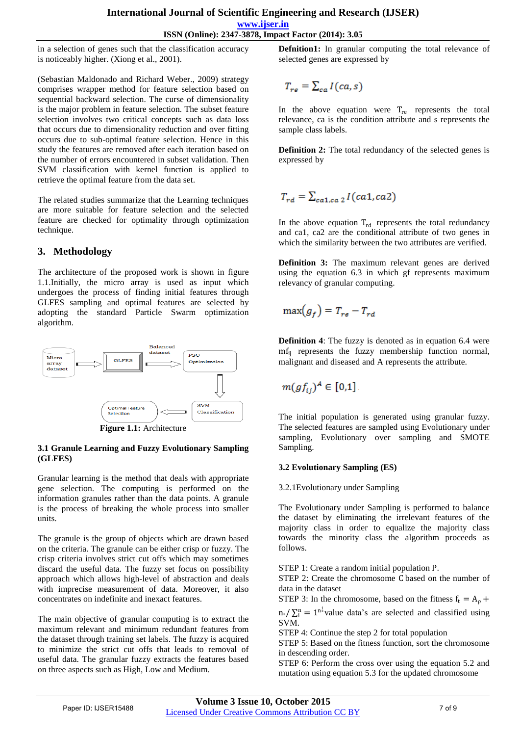in a selection of genes such that the classification accuracy is noticeably higher. (Xiong et al., 2001).

(Sebastian Maldonado and Richard Weber., 2009) strategy comprises wrapper method for feature selection based on sequential backward selection. The curse of dimensionality is the major problem in feature selection. The subset feature selection involves two critical concepts such as data loss that occurs due to dimensionality reduction and over fitting occurs due to sub-optimal feature selection. Hence in this study the features are removed after each iteration based on the number of errors encountered in subset validation. Then SVM classification with kernel function is applied to retrieve the optimal feature from the data set.

The related studies summarize that the Learning techniques are more suitable for feature selection and the selected feature are checked for optimality through optimization technique.

## 3. Methodology

The architecture of the proposed work is shown in figure 1.1.Initially, the micro array is used as input which undergoes the process of finding initial features through GLFES sampling and optimal features are selected by adopting the standard Particle Swarm optimization algorithm.

Micro array dataset → GLFES → Balanced dataset → PSO Optimization → SVM Classification → Optimal Feature Selection

**Figure 1.1:** Architecture

### 3.1 Granule Learning and Fuzzy Evolutionary Sampling (GLFES)

Granular learning is the method that deals with appropriate gene selection. The computing is performed on the information granules rather than the data points. A granule is the process of breaking the whole process into smaller units.

The granule is the group of objects which are drawn based on the criteria. The granule can be either crisp or fuzzy. The crisp criteria involves strict cut offs which may sometimes discard the useful data. The fuzzy set focus on possibility approach which allows high-level of abstraction and deals with imprecise measurement of data. Moreover, it also concentrates on indefinite and inexact features.

The main objective of granular computing is to extract the maximum relevant and minimum redundant features from the dataset through training set labels. The fuzzy is acquired to minimize the strict cut offs that leads to removal of useful data. The granular fuzzy extracts the features based on three aspects such as High, Low and Medium.

**Defnition1:** In granular computing the total relevance of selected genes are expressed by

$$T_{re} = \sum_{ca} I(ca, s)$$

In the above equation were $T_{re}$ represents the total relevance, ca is the condition attribute and s represents the sample class labels.

**Definition 2:** The total redundancy of the selected genes is expressed by

$$T_{rd} = \sum_{ca1,ca\,2} I(ca1, ca2)$$

In the above equation $T_{rd}$ represents the total redundancy and ca1, ca2 are the conditional attribute of two genes in which the similarity between the two attributes are verified.

**Definition 3:** The maximum relevant genes are derived using the equation 6.3 in which gf represents maximum relevancy of granular computing.

$$\max(g_f) = T_{re} - T_{rd}$$

**Definition 4**: The fuzzy is denoted as in equation 6.4 were $mf_{ij}$ represents the fuzzy membership function normal, malignant and diseased and A represents the attribute.

$$m(gf_{ij})^A \in [0,1]$$

The initial population is generated using granular fuzzy. The selected features are sampled using Evolutionary under sampling, Evolutionary over sampling and SMOTE Sampling.

### 3.2 Evolutionary Sampling (ES)

3.2.1Evolutionary under Sampling

The Evolutionary under Sampling is performed to balance the dataset by eliminating the irrelevant features of the majority class in order to equalize the majority class towards the minority class the algorithm proceeds as follows.

STEP 1: Create a random initial population P.
STEP 2: Create the chromosome C based on the number of data in the dataset
STEP 3: In the chromosome, based on the fitness $f_t = A_\rho + n_\circ / \sum_i^n = 1^{n^i}$ value data's are selected and classified using SVM.
STEP 4: Continue the step 2 for total population
STEP 5: Based on the fitness function, sort the chromosome in descending order.
STEP 6: Perform the cross over using the equation 5.2 and mutation using equation 5.3 for the updated chromosome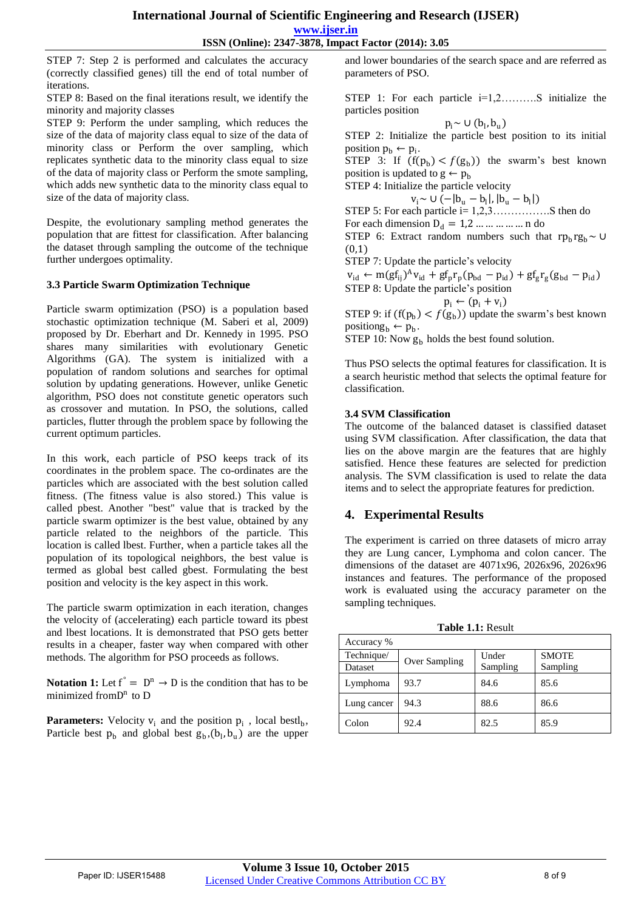STEP 7: Step 2 is performed and calculates the accuracy (correctly classified genes) till the end of total number of iterations.

STEP 8: Based on the final iterations result, we identify the minority and majority classes

STEP 9: Perform the under sampling, which reduces the size of the data of majority class equal to size of the data of minority class or Perform the over sampling, which replicates synthetic data to the minority class equal to size of the data of majority class or Perform the smote sampling, which adds new synthetic data to the minority class equal to size of the data of majority class.

Despite, the evolutionary sampling method generates the population that are fittest for classification. After balancing the dataset through sampling the outcome of the technique further undergoes optimality.

### 3.3 Particle Swarm Optimization Technique

Particle swarm optimization (PSO) is a population based stochastic optimization technique (M. Saberi et al, 2009) proposed by Dr. Eberhart and Dr. Kennedy in 1995. PSO shares many similarities with evolutionary Genetic Algorithms (GA). The system is initialized with a population of random solutions and searches for optimal solution by updating generations. However, unlike Genetic algorithm, PSO does not constitute genetic operators such as crossover and mutation. In PSO, the solutions, called particles, flutter through the problem space by following the current optimum particles.

In this work, each particle of PSO keeps track of its coordinates in the problem space. The co-ordinates are the particles which are associated with the best solution called fitness. (The fitness value is also stored.) This value is called pbest. Another "best" value that is tracked by the particle swarm optimizer is the best value, obtained by any particle related to the neighbors of the particle. This location is called lbest. Further, when a particle takes all the population of its topological neighbors, the best value is termed as global best called gbest. Formulating the best position and velocity is the key aspect in this work.

The particle swarm optimization in each iteration, changes the velocity of (accelerating) each particle toward its pbest and lbest locations. It is demonstrated that PSO gets better results in a cheaper, faster way when compared with other methods. The algorithm for PSO proceeds as follows.

**Notation 1:** Let $f^{\circ} = D^n \rightarrow D$ is the condition that has to be minimized from$D^n$ to D

**Parameters:** Velocity $v_i$ and the position $p_i$ , local best$l_b$, Particle best $p_b$ and global best $g_b$,$(b_l, b_u)$ are the upper and lower boundaries of the search space and are referred as parameters of PSO.

STEP 1: For each particle i=1,2……….S initialize the particles position

$$p_i \sim \cup\,(b_l, b_u)$$

STEP 2: Initialize the particle best position to its initial position $p_b \leftarrow p_i$.

STEP 3: If $(f(p_b) < f(g_b))$ the swarm's best known position is updated to $g \leftarrow p_b$

STEP 4: Initialize the particle velocity

$$v_i \sim \cup\,(-|b_u - b_l|, |b_u - b_l|)$$

STEP 5: For each particle i= 1,2,3…………….S then do

For each dimension $D_d = 1,2 \ldots \ldots \ldots \ldots n$ do

STEP 6: Extract random numbers such that $rp_b rg_b \sim \cup\,(0,1)$

STEP 7: Update the particle's velocity

$$v_{id} \leftarrow m(gf_{ij})^A v_{id} + gf_p r_p (p_{bd} - p_{id}) + gf_g r_g (g_{bd} - p_{id})$$

STEP 8: Update the particle's position

$$p_i \leftarrow (p_i + v_i)$$

STEP 9: if $(f(p_b) < f(g_b))$ update the swarm's best known positiong$_b \leftarrow p_b$.

STEP 10: Now $g_b$ holds the best found solution.

Thus PSO selects the optimal features for classification. It is a search heuristic method that selects the optimal feature for classification.

### 3.4 SVM Classification

The outcome of the balanced dataset is classified dataset using SVM classification. After classification, the data that lies on the above margin are the features that are highly satisfied. Hence these features are selected for prediction analysis. The SVM classification is used to relate the data items and to select the appropriate features for prediction.

## 4. Experimental Results

The experiment is carried on three datasets of micro array they are Lung cancer, Lymphoma and colon cancer. The dimensions of the dataset are 4071x96, 2026x96, 2026x96 instances and features. The performance of the proposed work is evaluated using the accuracy parameter on the sampling techniques.

**Table 1.1:** Result

| Accuracy % | | | |
|---|---|---|---|
| Technique/ Dataset | Over Sampling | Under Sampling | SMOTE Sampling |
| Lymphoma | 93.7 | 84.6 | 85.6 |
| Lung cancer | 94.3 | 88.6 | 86.6 |
| Colon | 92.4 | 82.5 | 85.9 |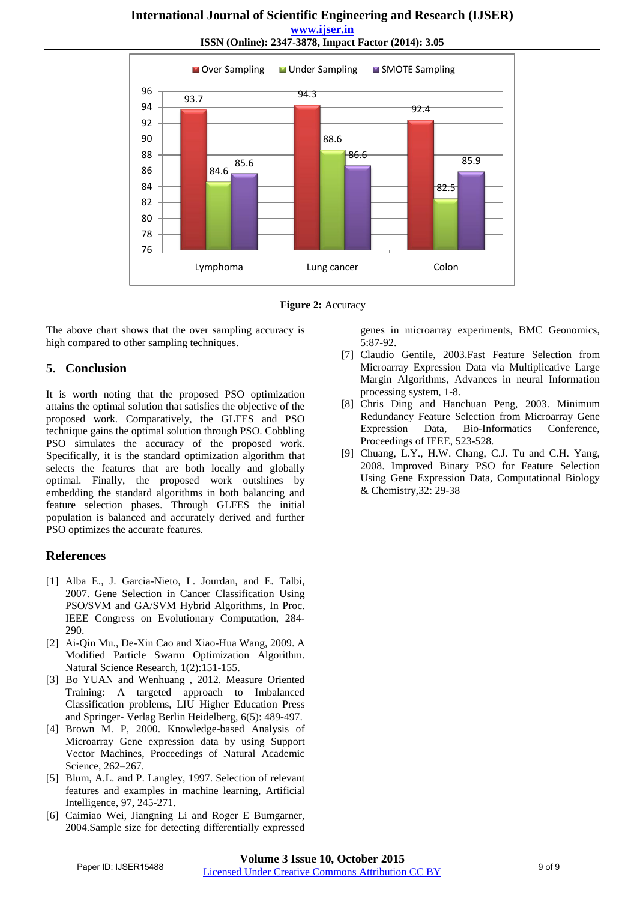Over Sampling
Under Sampling
SMOTE Sampling

96
94
92
90
88
86
84
82
80
78
76

93.7
84.6
85.6
94.3
88.6
86.6
92.4
82.5
85.9

Lymphoma
Lung cancer
Colon

**Figure 2:** Accuracy

The above chart shows that the over sampling accuracy is high compared to other sampling techniques.

## 5. Conclusion

It is worth noting that the proposed PSO optimization attains the optimal solution that satisfies the objective of the proposed work. Comparatively, the GLFES and PSO technique gains the optimal solution through PSO. Cobbling PSO simulates the accuracy of the proposed work. Specifically, it is the standard optimization algorithm that selects the features that are both locally and globally optimal. Finally, the proposed work outshines by embedding the standard algorithms in both balancing and feature selection phases. Through GLFES the initial population is balanced and accurately derived and further PSO optimizes the accurate features.

## References

[1] Alba E., J. Garcia-Nieto, L. Jourdan, and E. Talbi, 2007. Gene Selection in Cancer Classification Using PSO/SVM and GA/SVM Hybrid Algorithms, In Proc. IEEE Congress on Evolutionary Computation, 284-290.

[2] Ai-Qin Mu., De-Xin Cao and Xiao-Hua Wang, 2009. A Modified Particle Swarm Optimization Algorithm. Natural Science Research, 1(2):151-155.

[3] Bo YUAN and Wenhuang , 2012. Measure Oriented Training: A targeted approach to Imbalanced Classification problems, LIU Higher Education Press and Springer- Verlag Berlin Heidelberg, 6(5): 489-497.

[4] Brown M. P, 2000. Knowledge-based Analysis of Microarray Gene expression data by using Support Vector Machines, Proceedings of Natural Academic Science, 262–267.

[5] Blum, A.L. and P. Langley, 1997. Selection of relevant features and examples in machine learning, Artificial Intelligence, 97, 245-271.

[6] Caimiao Wei, Jiangning Li and Roger E Bumgarner, 2004.Sample size for detecting differentially expressed genes in microarray experiments, BMC Geonomics, 5:87-92.

[7] Claudio Gentile, 2003.Fast Feature Selection from Microarray Expression Data via Multiplicative Large Margin Algorithms, Advances in neural Information processing system, 1-8.

[8] Chris Ding and Hanchuan Peng, 2003. Minimum Redundancy Feature Selection from Microarray Gene Expression Data, Bio-Informatics Conference, Proceedings of IEEE, 523-528.

[9] Chuang, L.Y., H.W. Chang, C.J. Tu and C.H. Yang, 2008. Improved Binary PSO for Feature Selection Using Gene Expression Data, Computational Biology & Chemistry,32: 29-38